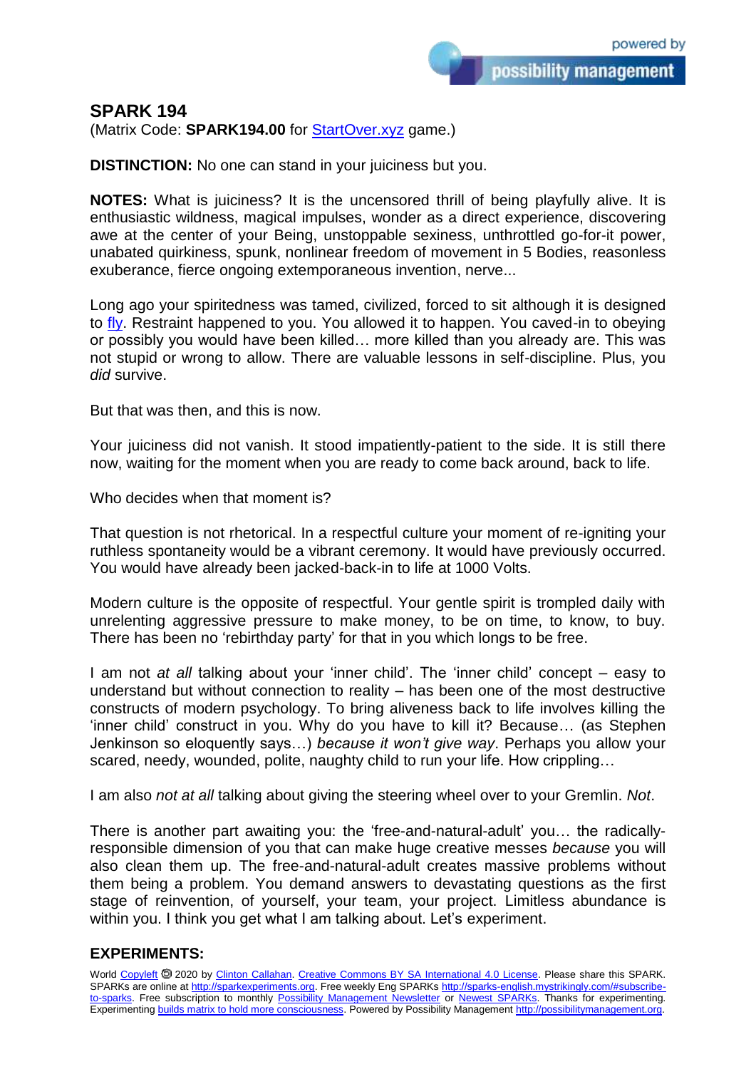# SPARK 194

(Matrix Code: **SPARK194.00** for StartOver.xyz game.)

**DISTINCTION:** No one can stand in your juiciness but you.

**NOTES:** What is juiciness? It is the uncensored thrill of being playfully alive. It is enthusiastic wildness, magical impulses, wonder as a direct experience, discovering awe at the center of your Being, unstoppable sexiness, unthrottled go-for-it power, unabated quirkiness, spunk, nonlinear freedom of movement in 5 Bodies, reasonless exuberance, fierce ongoing extemporaneous invention, nerve...

Long ago your spiritedness was tamed, civilized, forced to sit although it is designed to fly. Restraint happened to you. You allowed it to happen. You caved-in to obeying or possibly you would have been killed… more killed than you already are. This was not stupid or wrong to allow. There are valuable lessons in self-discipline. Plus, you *did* survive.

But that was then, and this is now.

Your juiciness did not vanish. It stood impatiently-patient to the side. It is still there now, waiting for the moment when you are ready to come back around, back to life.

Who decides when that moment is?

That question is not rhetorical. In a respectful culture your moment of re-igniting your ruthless spontaneity would be a vibrant ceremony. It would have previously occurred. You would have already been jacked-back-in to life at 1000 Volts.

Modern culture is the opposite of respectful. Your gentle spirit is trompled daily with unrelenting aggressive pressure to make money, to be on time, to know, to buy. There has been no 'rebirthday party' for that in you which longs to be free.

I am not *at all* talking about your 'inner child'. The 'inner child' concept – easy to understand but without connection to reality – has been one of the most destructive constructs of modern psychology. To bring aliveness back to life involves killing the 'inner child' construct in you. Why do you have to kill it? Because… (as Stephen Jenkinson so eloquently says…) *because it won't give way*. Perhaps you allow your scared, needy, wounded, polite, naughty child to run your life. How crippling…

I am also *not at all* talking about giving the steering wheel over to your Gremlin. *Not*.

There is another part awaiting you: the 'free-and-natural-adult' you… the radically-responsible dimension of you that can make huge creative messes *because* you will also clean them up. The free-and-natural-adult creates massive problems without them being a problem. You demand answers to devastating questions as the first stage of reinvention, of yourself, your team, your project. Limitless abundance is within you. I think you get what I am talking about. Let's experiment.

## EXPERIMENTS:

World Copyleft 🄯 2020 by Clinton Callahan. Creative Commons BY SA International 4.0 License. Please share this SPARK. SPARKs are online at http://sparkexperiments.org. Free weekly Eng SPARKs http://sparks-english.mystrikingly.com/#subscribe-to-sparks. Free subscription to monthly Possibility Management Newsletter or Newest SPARKs. Thanks for experimenting. Experimenting builds matrix to hold more consciousness. Powered by Possibility Management http://possibilitymanagement.org.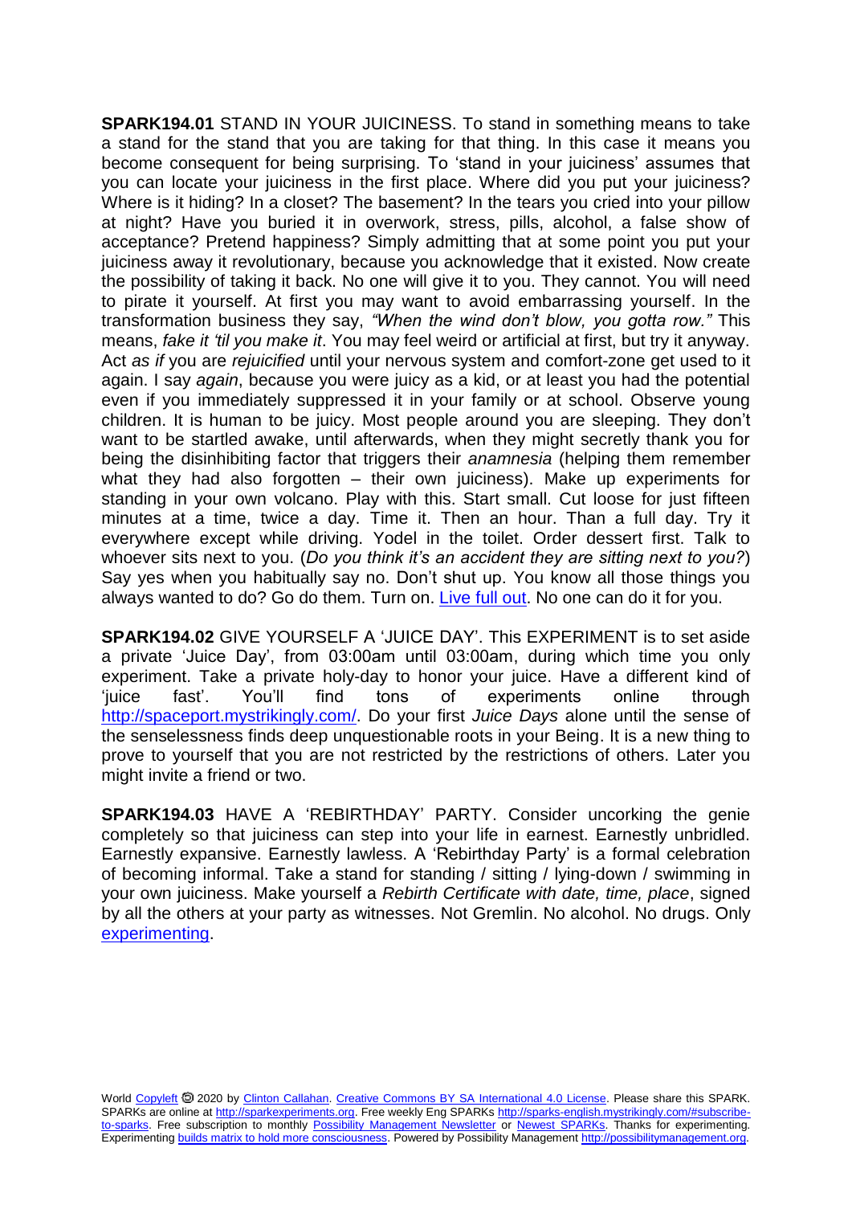**SPARK194.01** STAND IN YOUR JUICINESS. To stand in something means to take a stand for the stand that you are taking for that thing. In this case it means you become consequent for being surprising. To 'stand in your juiciness' assumes that you can locate your juiciness in the first place. Where did you put your juiciness? Where is it hiding? In a closet? The basement? In the tears you cried into your pillow at night? Have you buried it in overwork, stress, pills, alcohol, a false show of acceptance? Pretend happiness? Simply admitting that at some point you put your juiciness away it revolutionary, because you acknowledge that it existed. Now create the possibility of taking it back. No one will give it to you. They cannot. You will need to pirate it yourself. At first you may want to avoid embarrassing yourself. In the transformation business they say, *"When the wind don't blow, you gotta row."* This means, *fake it 'til you make it*. You may feel weird or artificial at first, but try it anyway. Act *as if* you are *rejuicified* until your nervous system and comfort-zone get used to it again. I say *again*, because you were juicy as a kid, or at least you had the potential even if you immediately suppressed it in your family or at school. Observe young children. It is human to be juicy. Most people around you are sleeping. They don't want to be startled awake, until afterwards, when they might secretly thank you for being the disinhibiting factor that triggers their *anamnesia* (helping them remember what they had also forgotten – their own juiciness). Make up experiments for standing in your own volcano. Play with this. Start small. Cut loose for just fifteen minutes at a time, twice a day. Time it. Then an hour. Than a full day. Try it everywhere except while driving. Yodel in the toilet. Order dessert first. Talk to whoever sits next to you. (*Do you think it's an accident they are sitting next to you?*) Say yes when you habitually say no. Don't shut up. You know all those things you always wanted to do? Go do them. Turn on. Live full out. No one can do it for you.

**SPARK194.02** GIVE YOURSELF A 'JUICE DAY'. This EXPERIMENT is to set aside a private 'Juice Day', from 03:00am until 03:00am, during which time you only experiment. Take a private holy-day to honor your juice. Have a different kind of 'juice fast'. You'll find tons of experiments online through http://spaceport.mystrikingly.com/. Do your first *Juice Days* alone until the sense of the senselessness finds deep unquestionable roots in your Being. It is a new thing to prove to yourself that you are not restricted by the restrictions of others. Later you might invite a friend or two.

**SPARK194.03** HAVE A 'REBIRTHDAY' PARTY. Consider uncorking the genie completely so that juiciness can step into your life in earnest. Earnestly unbridled. Earnestly expansive. Earnestly lawless. A 'Rebirthday Party' is a formal celebration of becoming informal. Take a stand for standing / sitting / lying-down / swimming in your own juiciness. Make yourself a *Rebirth Certificate with date, time, place*, signed by all the others at your party as witnesses. Not Gremlin. No alcohol. No drugs. Only experimenting.

World Copyleft 🄯 2020 by Clinton Callahan. Creative Commons BY SA International 4.0 License. Please share this SPARK. SPARKs are online at http://sparkexperiments.org. Free weekly Eng SPARKs http://sparks-english.mystrikingly.com/#subscribe-to-sparks. Free subscription to monthly Possibility Management Newsletter or Newest SPARKs. Thanks for experimenting. Experimenting builds matrix to hold more consciousness. Powered by Possibility Management http://possibilitymanagement.org.